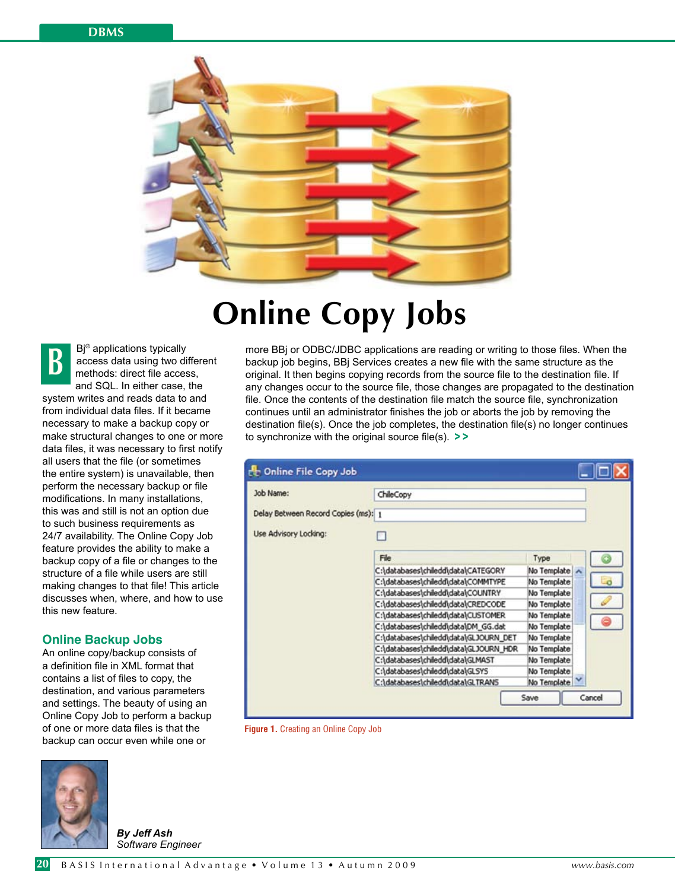# Online Copy Jobs

BBj® applications typically access data using two different methods: direct file access, and SQL. In either case, the system writes and reads data to and from individual data files. If it became necessary to make a backup copy or make structural changes to one or more data files, it was necessary to first notify all users that the file (or sometimes the entire system) is unavailable, then perform the necessary backup or file modifications. In many installations, this was and still is not an option due to such business requirements as 24/7 availability. The Online Copy Job feature provides the ability to make a backup copy of a file or changes to the structure of a file while users are still making changes to that file! This article discusses when, where, and how to use this new feature.

## Online Backup Jobs

An online copy/backup consists of a definition file in XML format that contains a list of files to copy, the destination, and various parameters and settings. The beauty of using an Online Copy Job to perform a backup of one or more data files is that the backup can occur even while one or more BBj or ODBC/JDBC applications are reading or writing to those files. When the backup job begins, BBj Services creates a new file with the same structure as the original. It then begins copying records from the source file to the destination file. If any changes occur to the source file, those changes are propagated to the destination file. Once the contents of the destination file match the source file, synchronization continues until an administrator finishes the job or aborts the job by removing the destination file(s). Once the job completes, the destination file(s) no longer continues to synchronize with the original source file(s). >>

Online File Copy Job

Job Name: ChileCopy

Delay Between Record Copies (ms): 1

Use Advisory Locking:

| File | Type |
| --- | --- |
| C:\databases\chiledd\data\CATEGORY | No Template |
| C:\databases\chiledd\data\COMMTYPE | No Template |
| C:\databases\chiledd\data\COUNTRY | No Template |
| C:\databases\chiledd\data\CREDCODE | No Template |
| C:\databases\chiledd\data\CUSTOMER | No Template |
| C:\databases\chiledd\data\DM_GG.dat | No Template |
| C:\databases\chiledd\data\GLJOURN_DET | No Template |
| C:\databases\chiledd\data\GLJOURN_HDR | No Template |
| C:\databases\chiledd\data\GLMAST | No Template |
| C:\databases\chiledd\data\GLSYS | No Template |
| C:\databases\chiledd\data\GLTRANS | No Template |

Save Cancel

**Figure 1.** Creating an Online Copy Job

*By Jeff Ash*
*Software Engineer*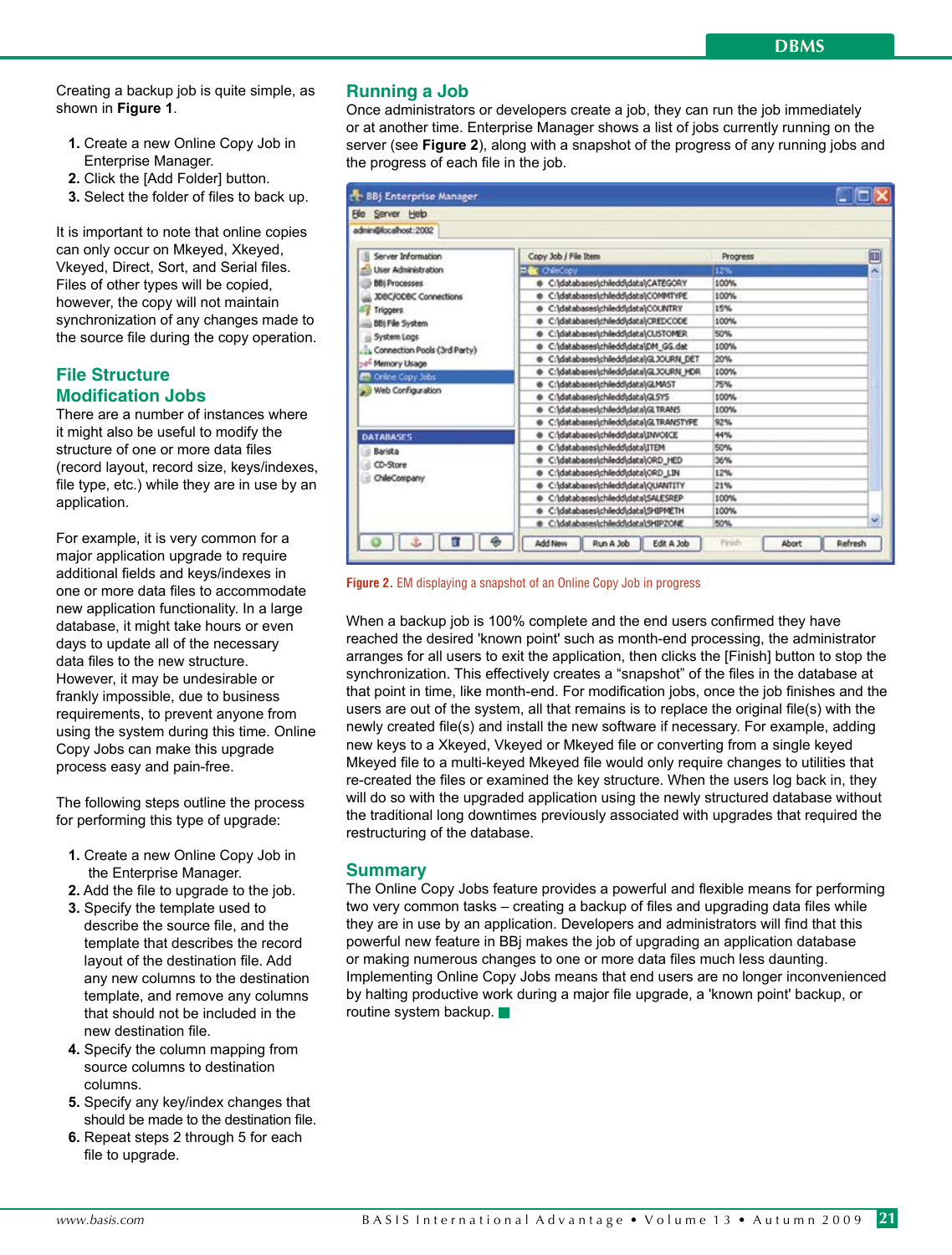Creating a backup job is quite simple, as shown in **Figure 1**.

1. Create a new Online Copy Job in Enterprise Manager.
2. Click the [Add Folder] button.
3. Select the folder of files to back up.

It is important to note that online copies can only occur on Mkeyed, Xkeyed, Vkeyed, Direct, Sort, and Serial files. Files of other types will be copied, however, the copy will not maintain synchronization of any changes made to the source file during the copy operation.

## File Structure Modification Jobs

There are a number of instances where it might also be useful to modify the structure of one or more data files (record layout, record size, keys/indexes, file type, etc.) while they are in use by an application.

For example, it is very common for a major application upgrade to require additional fields and keys/indexes in one or more data files to accommodate new application functionality. In a large database, it might take hours or even days to update all of the necessary data files to the new structure. However, it may be undesirable or frankly impossible, due to business requirements, to prevent anyone from using the system during this time. Online Copy Jobs can make this upgrade process easy and pain-free.

The following steps outline the process for performing this type of upgrade:

1. Create a new Online Copy Job in the Enterprise Manager.
2. Add the file to upgrade to the job.
3. Specify the template used to describe the source file, and the template that describes the record layout of the destination file. Add any new columns to the destination template, and remove any columns that should not be included in the new destination file.
4. Specify the column mapping from source columns to destination columns.
5. Specify any key/index changes that should be made to the destination file.
6. Repeat steps 2 through 5 for each file to upgrade.

## Running a Job

Once administrators or developers create a job, they can run the job immediately or at another time. Enterprise Manager shows a list of jobs currently running on the server (see **Figure 2**), along with a snapshot of the progress of any running jobs and the progress of each file in the job.

**Figure 2.** EM displaying a snapshot of an Online Copy Job in progress

When a backup job is 100% complete and the end users confirmed they have reached the desired 'known point' such as month-end processing, the administrator arranges for all users to exit the application, then clicks the [Finish] button to stop the synchronization. This effectively creates a "snapshot" of the files in the database at that point in time, like month-end. For modification jobs, once the job finishes and the users are out of the system, all that remains is to replace the original file(s) with the newly created file(s) and install the new software if necessary. For example, adding new keys to a Xkeyed, Vkeyed or Mkeyed file or converting from a single keyed Mkeyed file to a multi-keyed Mkeyed file would only require changes to utilities that re-created the files or examined the key structure. When the users log back in, they will do so with the upgraded application using the newly structured database without the traditional long downtimes previously associated with upgrades that required the restructuring of the database.

## Summary

The Online Copy Jobs feature provides a powerful and flexible means for performing two very common tasks – creating a backup of files and upgrading data files while they are in use by an application. Developers and administrators will find that this powerful new feature in BBj makes the job of upgrading an application database or making numerous changes to one or more data files much less daunting. Implementing Online Copy Jobs means that end users are no longer inconvenienced by halting productive work during a major file upgrade, a 'known point' backup, or routine system backup.